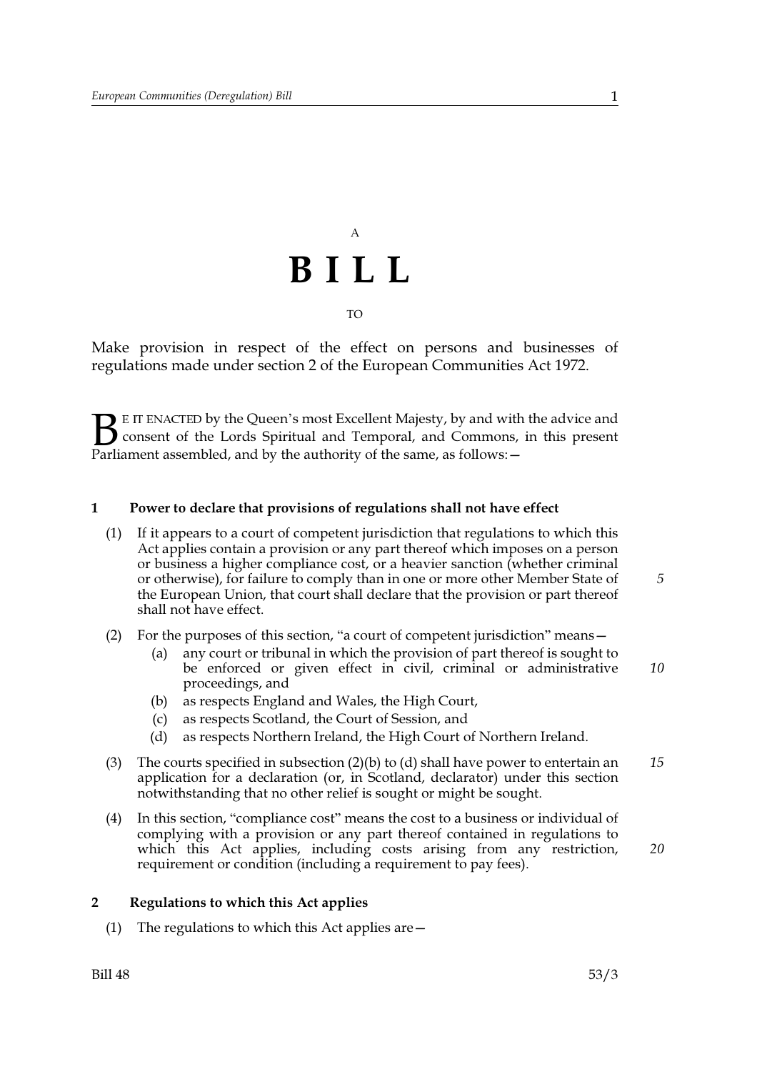A

# BILL

TO

Make provision in respect of the effect on persons and businesses of regulations made under section 2 of the European Communities Act 1972.

BE IT ENACTED by the Queen's most Excellent Majesty, by and with the advice and consent of the Lords Spiritual and Temporal, and Commons, in this present Parliament assembled, and by the authority of the same, as follows:—

### 1 Power to declare that provisions of regulations shall not have effect

(1) If it appears to a court of competent jurisdiction that regulations to which this Act applies contain a provision or any part thereof which imposes on a person or business a higher compliance cost, or a heavier sanction (whether criminal or otherwise), for failure to comply than in one or more other Member State of the European Union, that court shall declare that the provision or part thereof shall not have effect.

(2) For the purposes of this section, "a court of competent jurisdiction" means—

- (a) any court or tribunal in which the provision of part thereof is sought to be enforced or given effect in civil, criminal or administrative proceedings, and
- (b) as respects England and Wales, the High Court,
- (c) as respects Scotland, the Court of Session, and
- (d) as respects Northern Ireland, the High Court of Northern Ireland.

(3) The courts specified in subsection (2)(b) to (d) shall have power to entertain an application for a declaration (or, in Scotland, declarator) under this section notwithstanding that no other relief is sought or might be sought.

(4) In this section, "compliance cost" means the cost to a business or individual of complying with a provision or any part thereof contained in regulations to which this Act applies, including costs arising from any restriction, requirement or condition (including a requirement to pay fees).

### 2 Regulations to which this Act applies

(1) The regulations to which this Act applies are—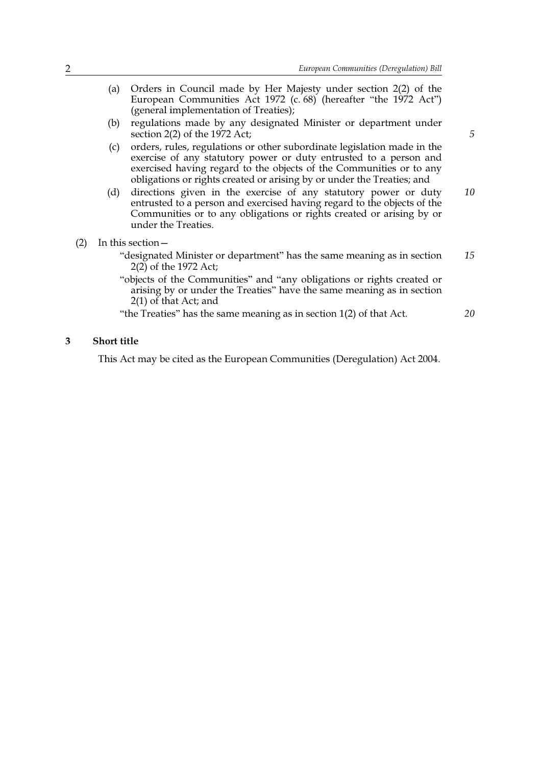(a) Orders in Council made by Her Majesty under section 2(2) of the European Communities Act 1972 (c. 68) (hereafter "the 1972 Act") (general implementation of Treaties);

(b) regulations made by any designated Minister or department under section 2(2) of the 1972 Act;

(c) orders, rules, regulations or other subordinate legislation made in the exercise of any statutory power or duty entrusted to a person and exercised having regard to the objects of the Communities or to any obligations or rights created or arising by or under the Treaties; and

(d) directions given in the exercise of any statutory power or duty entrusted to a person and exercised having regard to the objects of the Communities or to any obligations or rights created or arising by or under the Treaties.

(2) In this section—

"designated Minister or department" has the same meaning as in section 2(2) of the 1972 Act;

"objects of the Communities" and "any obligations or rights created or arising by or under the Treaties" have the same meaning as in section 2(1) of that Act; and

"the Treaties" has the same meaning as in section 1(2) of that Act.

**3 Short title**

This Act may be cited as the European Communities (Deregulation) Act 2004.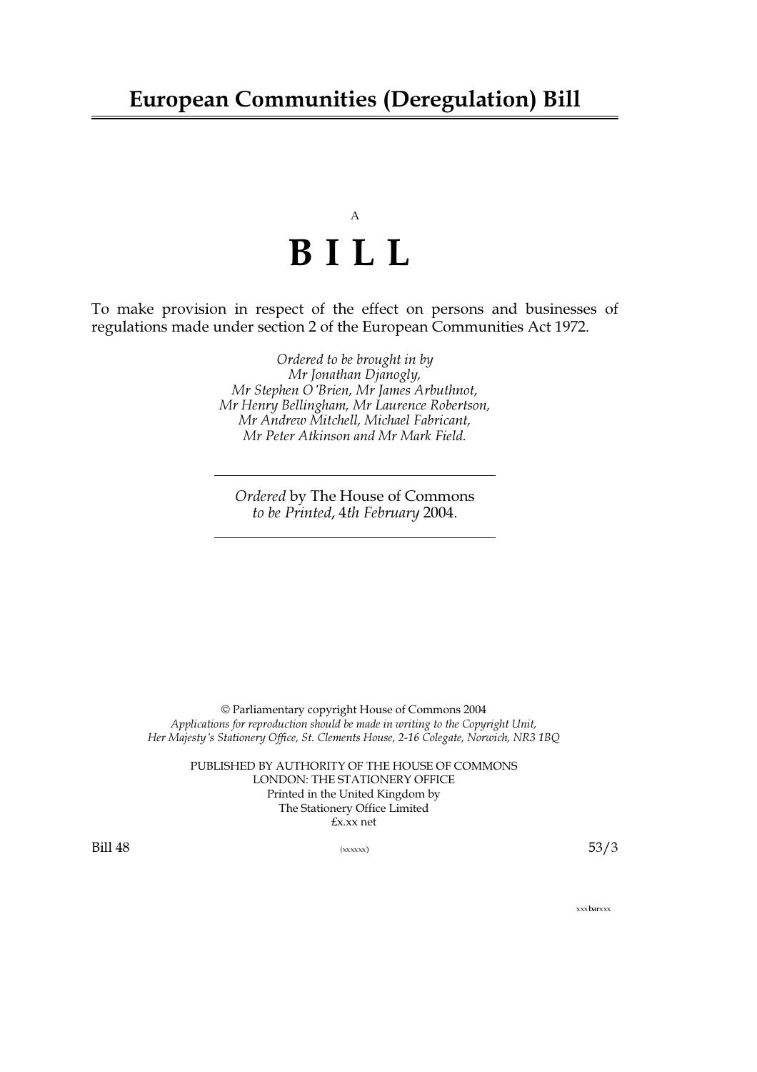# European Communities (Deregulation) Bill

A

# B I L L

To make provision in respect of the effect on persons and businesses of regulations made under section 2 of the European Communities Act 1972.

*Ordered to be brought in by*
*Mr Jonathan Djanogly,*
*Mr Stephen O'Brien, Mr James Arbuthnot,*
*Mr Henry Bellingham, Mr Laurence Robertson,*
*Mr Andrew Mitchell, Michael Fabricant,*
*Mr Peter Atkinson and Mr Mark Field.*

---

*Ordered* by The House of Commons
*to be Printed*, 4*th February* 2004.

---

© Parliamentary copyright House of Commons 2004
*Applications for reproduction should be made in writing to the Copyright Unit,*
*Her Majesty's Stationery Office, St. Clements House, 2-16 Colegate, Norwich, NR3 1BQ*

PUBLISHED BY AUTHORITY OF THE HOUSE OF COMMONS
LONDON: THE STATIONERY OFFICE
Printed in the United Kingdom by
The Stationery Office Limited
£x.xx net

Bill 48 (xxxxxx) 53/3

xxxbarxxx